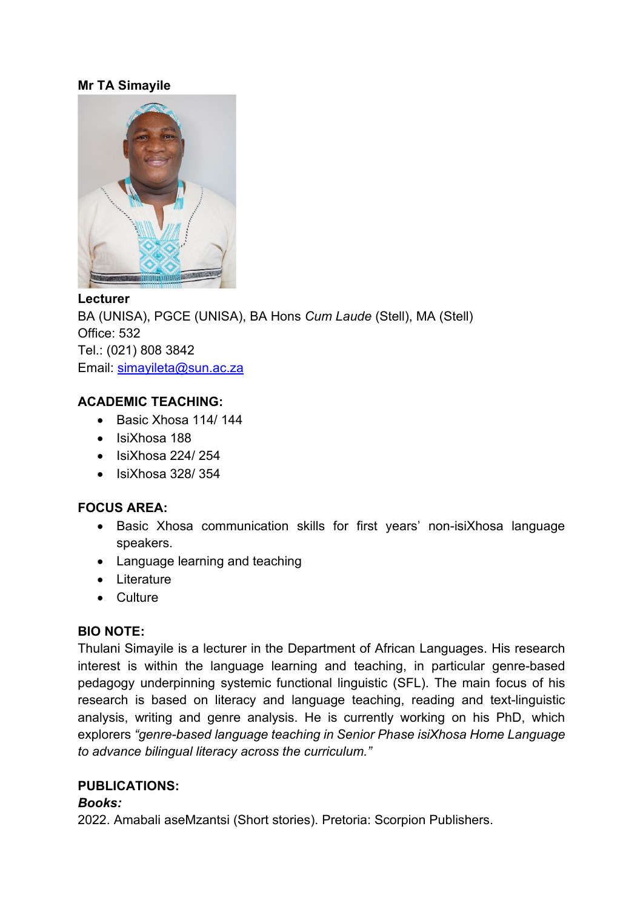**Mr TA Simayile**

**Lecturer**
BA (UNISA), PGCE (UNISA), BA Hons *Cum Laude* (Stell), MA (Stell)
Office: 532
Tel.: (021) 808 3842
Email: simayileta@sun.ac.za

**ACADEMIC TEACHING:**

- Basic Xhosa 114/ 144
- IsiXhosa 188
- IsiXhosa 224/ 254
- IsiXhosa 328/ 354

**FOCUS AREA:**

- Basic Xhosa communication skills for first years' non-isiXhosa language speakers.
- Language learning and teaching
- Literature
- Culture

**BIO NOTE:**
Thulani Simayile is a lecturer in the Department of African Languages. His research interest is within the language learning and teaching, in particular genre-based pedagogy underpinning systemic functional linguistic (SFL). The main focus of his research is based on literacy and language teaching, reading and text-linguistic analysis, writing and genre analysis. He is currently working on his PhD, which explorers *"genre-based language teaching in Senior Phase isiXhosa Home Language to advance bilingual literacy across the curriculum."*

**PUBLICATIONS:**
***Books:***
2022. Amabali aseMzantsi (Short stories). Pretoria: Scorpion Publishers.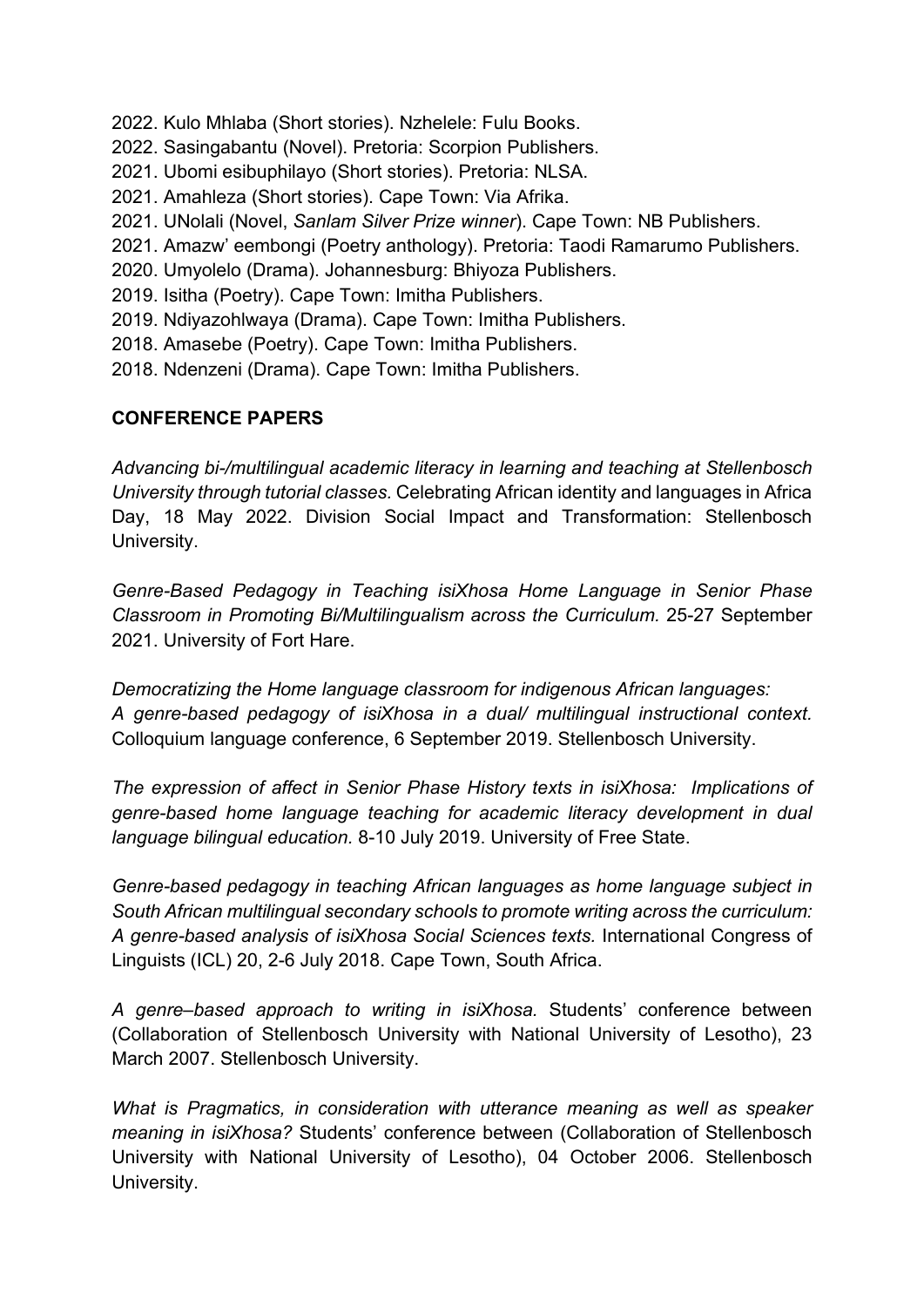2022. Kulo Mhlaba (Short stories). Nzhelele: Fulu Books.
2022. Sasingabantu (Novel). Pretoria: Scorpion Publishers.
2021. Ubomi esibuphilayo (Short stories). Pretoria: NLSA.
2021. Amahleza (Short stories). Cape Town: Via Afrika.
2021. UNolali (Novel, *Sanlam Silver Prize winner*). Cape Town: NB Publishers.
2021. Amazw' eembongi (Poetry anthology). Pretoria: Taodi Ramarumo Publishers.
2020. Umyolelo (Drama). Johannesburg: Bhiyoza Publishers.
2019. Isitha (Poetry). Cape Town: Imitha Publishers.
2019. Ndiyazohlwaya (Drama). Cape Town: Imitha Publishers.
2018. Amasebe (Poetry). Cape Town: Imitha Publishers.
2018. Ndenzeni (Drama). Cape Town: Imitha Publishers.

**CONFERENCE PAPERS**

*Advancing bi-/multilingual academic literacy in learning and teaching at Stellenbosch University through tutorial classes.* Celebrating African identity and languages in Africa Day, 18 May 2022. Division Social Impact and Transformation: Stellenbosch University.

*Genre-Based Pedagogy in Teaching isiXhosa Home Language in Senior Phase Classroom in Promoting Bi/Multilingualism across the Curriculum.* 25-27 September 2021. University of Fort Hare.

*Democratizing the Home language classroom for indigenous African languages: A genre-based pedagogy of isiXhosa in a dual/ multilingual instructional context.* Colloquium language conference, 6 September 2019. Stellenbosch University.

*The expression of affect in Senior Phase History texts in isiXhosa: Implications of genre-based home language teaching for academic literacy development in dual language bilingual education.* 8-10 July 2019. University of Free State.

*Genre-based pedagogy in teaching African languages as home language subject in South African multilingual secondary schools to promote writing across the curriculum: A genre-based analysis of isiXhosa Social Sciences texts.* International Congress of Linguists (ICL) 20, 2-6 July 2018. Cape Town, South Africa.

*A genre–based approach to writing in isiXhosa.* Students' conference between (Collaboration of Stellenbosch University with National University of Lesotho), 23 March 2007. Stellenbosch University.

*What is Pragmatics, in consideration with utterance meaning as well as speaker meaning in isiXhosa?* Students' conference between (Collaboration of Stellenbosch University with National University of Lesotho), 04 October 2006. Stellenbosch University.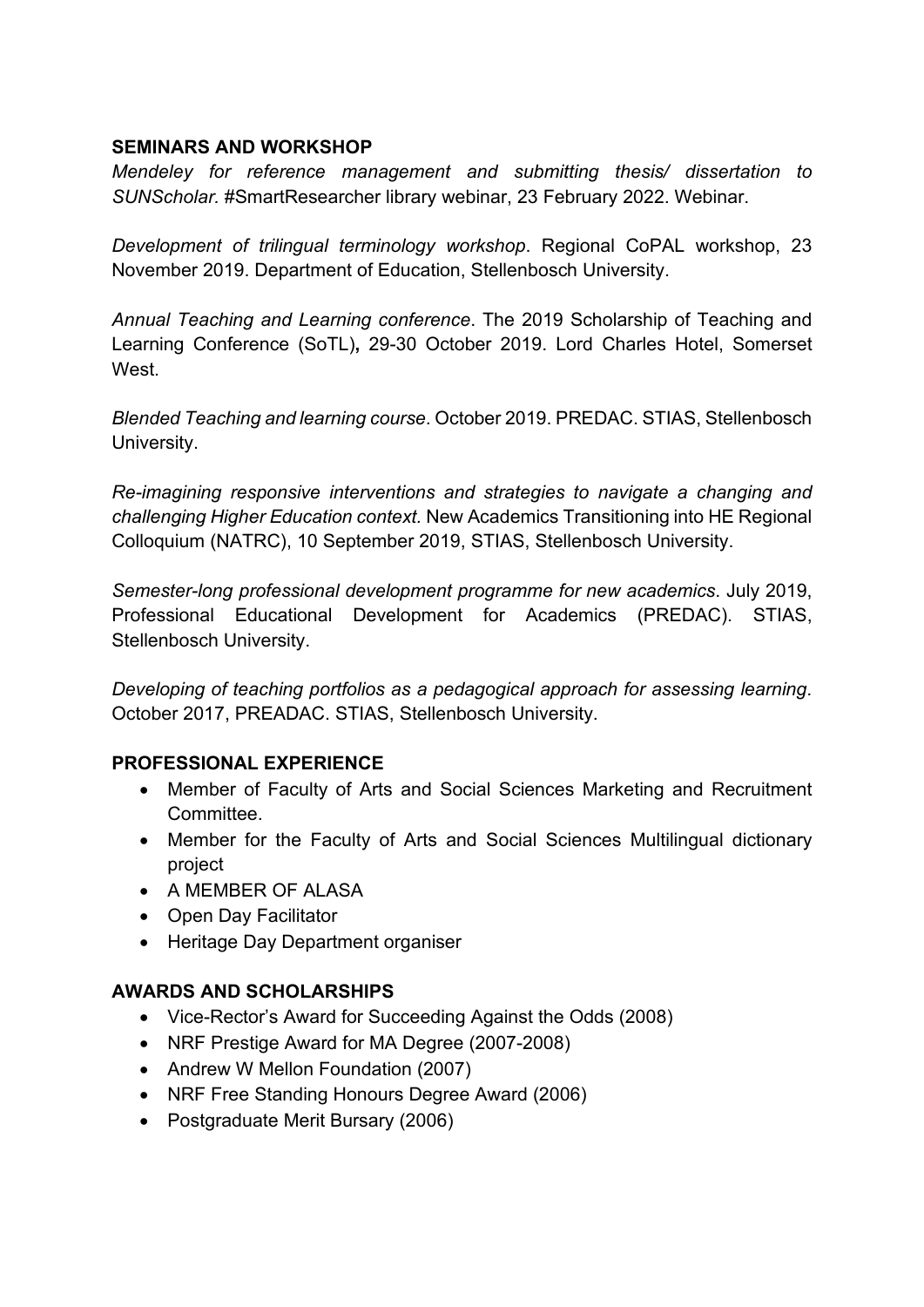## SEMINARS AND WORKSHOP

*Mendeley for reference management and submitting thesis/ dissertation to SUNScholar.* #SmartResearcher library webinar, 23 February 2022. Webinar.

*Development of trilingual terminology workshop*. Regional CoPAL workshop, 23 November 2019. Department of Education, Stellenbosch University.

*Annual Teaching and Learning conference*. The 2019 Scholarship of Teaching and Learning Conference (SoTL)**,** 29-30 October 2019. Lord Charles Hotel, Somerset West.

*Blended Teaching and learning course*. October 2019. PREDAC. STIAS, Stellenbosch University.

*Re-imagining responsive interventions and strategies to navigate a changing and challenging Higher Education context.* New Academics Transitioning into HE Regional Colloquium (NATRC), 10 September 2019, STIAS, Stellenbosch University.

*Semester-long professional development programme for new academics*. July 2019, Professional Educational Development for Academics (PREDAC). STIAS, Stellenbosch University.

*Developing of teaching portfolios as a pedagogical approach for assessing learning*. October 2017, PREADAC. STIAS, Stellenbosch University.

## PROFESSIONAL EXPERIENCE

- Member of Faculty of Arts and Social Sciences Marketing and Recruitment Committee.
- Member for the Faculty of Arts and Social Sciences Multilingual dictionary project
- A MEMBER OF ALASA
- Open Day Facilitator
- Heritage Day Department organiser

## AWARDS AND SCHOLARSHIPS

- Vice-Rector's Award for Succeeding Against the Odds (2008)
- NRF Prestige Award for MA Degree (2007-2008)
- Andrew W Mellon Foundation (2007)
- NRF Free Standing Honours Degree Award (2006)
- Postgraduate Merit Bursary (2006)